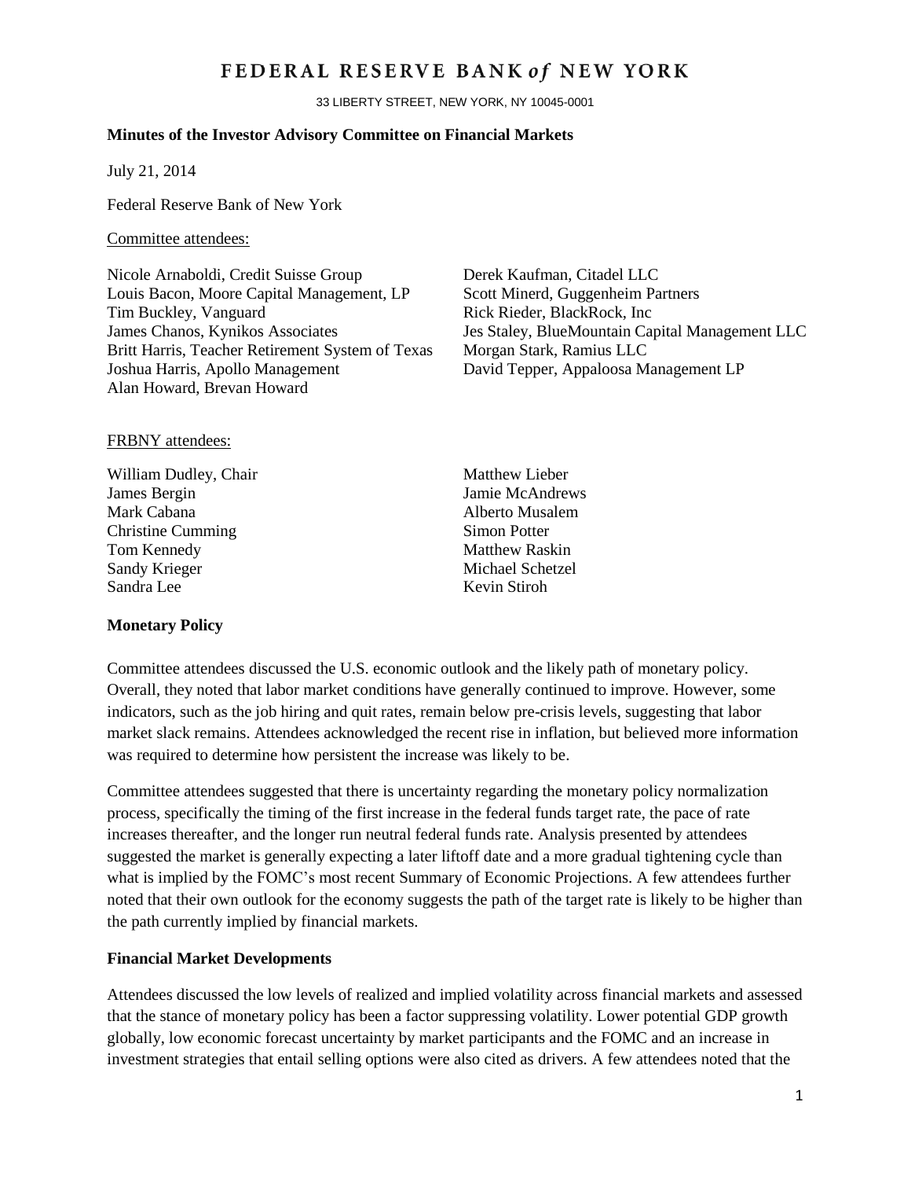# FEDERAL RESERVE BANK *of* NEW YORK

33 LIBERTY STREET, NEW YORK, NY 10045-0001

**Minutes of the Investor Advisory Committee on Financial Markets**

July 21, 2014

Federal Reserve Bank of New York

Committee attendees:

Nicole Arnaboldi, Credit Suisse Group
Louis Bacon, Moore Capital Management, LP
Tim Buckley, Vanguard
James Chanos, Kynikos Associates
Britt Harris, Teacher Retirement System of Texas
Joshua Harris, Apollo Management
Alan Howard, Brevan Howard
Derek Kaufman, Citadel LLC
Scott Minerd, Guggenheim Partners
Rick Rieder, BlackRock, Inc
Jes Staley, BlueMountain Capital Management LLC
Morgan Stark, Ramius LLC
David Tepper, Appaloosa Management LP

FRBNY attendees:

William Dudley, Chair
James Bergin
Mark Cabana
Christine Cumming
Tom Kennedy
Sandy Krieger
Sandra Lee
Matthew Lieber
Jamie McAndrews
Alberto Musalem
Simon Potter
Matthew Raskin
Michael Schetzel
Kevin Stiroh

**Monetary Policy**

Committee attendees discussed the U.S. economic outlook and the likely path of monetary policy. Overall, they noted that labor market conditions have generally continued to improve. However, some indicators, such as the job hiring and quit rates, remain below pre-crisis levels, suggesting that labor market slack remains. Attendees acknowledged the recent rise in inflation, but believed more information was required to determine how persistent the increase was likely to be.

Committee attendees suggested that there is uncertainty regarding the monetary policy normalization process, specifically the timing of the first increase in the federal funds target rate, the pace of rate increases thereafter, and the longer run neutral federal funds rate. Analysis presented by attendees suggested the market is generally expecting a later liftoff date and a more gradual tightening cycle than what is implied by the FOMC's most recent Summary of Economic Projections. A few attendees further noted that their own outlook for the economy suggests the path of the target rate is likely to be higher than the path currently implied by financial markets.

**Financial Market Developments**

Attendees discussed the low levels of realized and implied volatility across financial markets and assessed that the stance of monetary policy has been a factor suppressing volatility. Lower potential GDP growth globally, low economic forecast uncertainty by market participants and the FOMC and an increase in investment strategies that entail selling options were also cited as drivers. A few attendees noted that the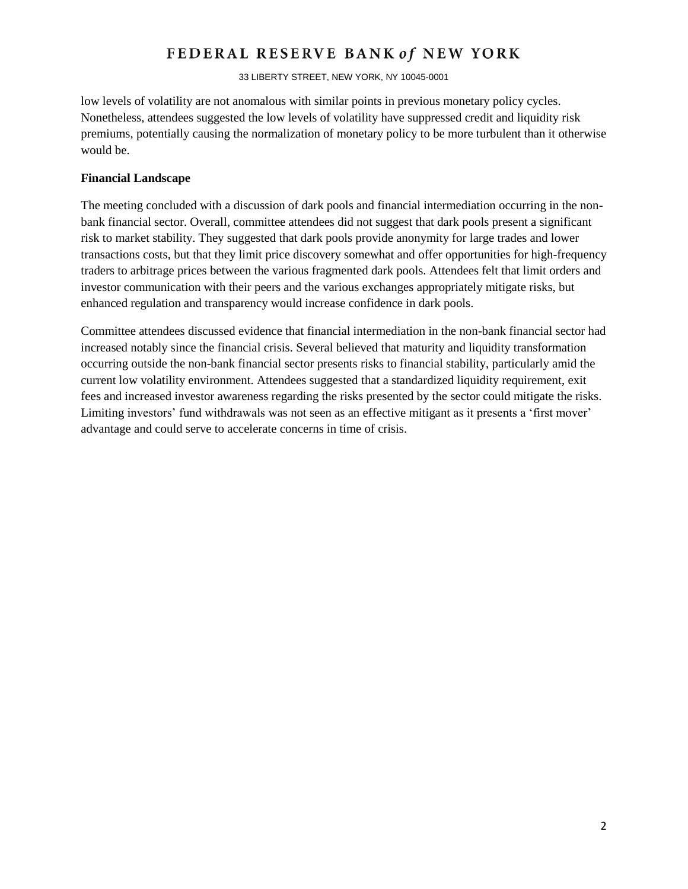low levels of volatility are not anomalous with similar points in previous monetary policy cycles. Nonetheless, attendees suggested the low levels of volatility have suppressed credit and liquidity risk premiums, potentially causing the normalization of monetary policy to be more turbulent than it otherwise would be.

**Financial Landscape**

The meeting concluded with a discussion of dark pools and financial intermediation occurring in the non-bank financial sector. Overall, committee attendees did not suggest that dark pools present a significant risk to market stability. They suggested that dark pools provide anonymity for large trades and lower transactions costs, but that they limit price discovery somewhat and offer opportunities for high-frequency traders to arbitrage prices between the various fragmented dark pools. Attendees felt that limit orders and investor communication with their peers and the various exchanges appropriately mitigate risks, but enhanced regulation and transparency would increase confidence in dark pools.

Committee attendees discussed evidence that financial intermediation in the non-bank financial sector had increased notably since the financial crisis. Several believed that maturity and liquidity transformation occurring outside the non-bank financial sector presents risks to financial stability, particularly amid the current low volatility environment. Attendees suggested that a standardized liquidity requirement, exit fees and increased investor awareness regarding the risks presented by the sector could mitigate the risks. Limiting investors' fund withdrawals was not seen as an effective mitigant as it presents a 'first mover' advantage and could serve to accelerate concerns in time of crisis.